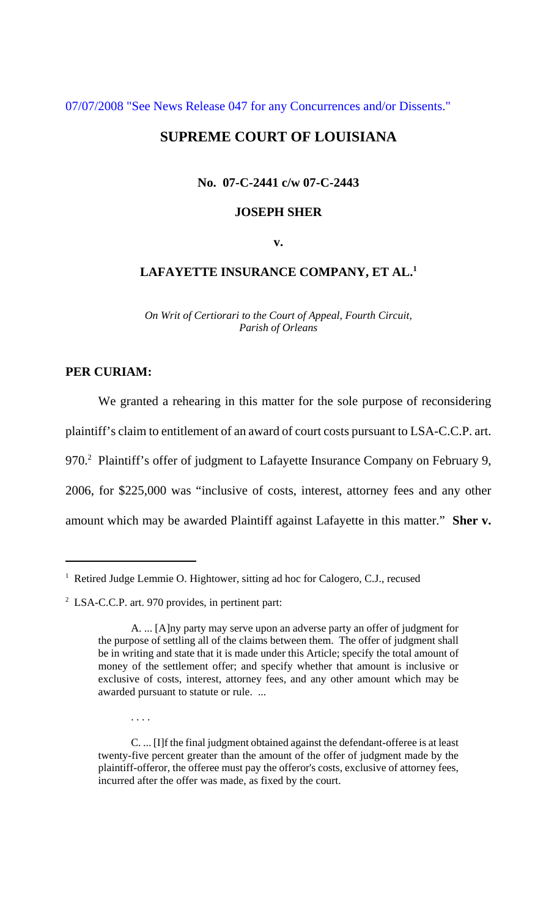07/07/2008 "See News Release 047 for any Concurrences and/or Dissents."

## SUPREME COURT OF LOUISIANA

**No. 07-C-2441 c/w 07-C-2443**

**JOSEPH SHER**

**v.**

**LAFAYETTE INSURANCE COMPANY, ET AL.**[1]

*On Writ of Certiorari to the Court of Appeal, Fourth Circuit, Parish of Orleans*

**PER CURIAM:**

We granted a rehearing in this matter for the sole purpose of reconsidering plaintiff's claim to entitlement of an award of court costs pursuant to LSA-C.C.P. art. 970.[2] Plaintiff's offer of judgment to Lafayette Insurance Company on February 9, 2006, for $225,000 was "inclusive of costs, interest, attorney fees and any other amount which may be awarded Plaintiff against Lafayette in this matter." **Sher v.**

---

[1] Retired Judge Lemmie O. Hightower, sitting ad hoc for Calogero, C.J., recused

[2] LSA-C.C.P. art. 970 provides, in pertinent part:

> A. ... [A]ny party may serve upon an adverse party an offer of judgment for the purpose of settling all of the claims between them. The offer of judgment shall be in writing and state that it is made under this Article; specify the total amount of money of the settlement offer; and specify whether that amount is inclusive or exclusive of costs, interest, attorney fees, and any other amount which may be awarded pursuant to statute or rule. ...
>
> . . . .
>
> C. ... [I]f the final judgment obtained against the defendant-offeree is at least twenty-five percent greater than the amount of the offer of judgment made by the plaintiff-offeror, the offeree must pay the offeror's costs, exclusive of attorney fees, incurred after the offer was made, as fixed by the court.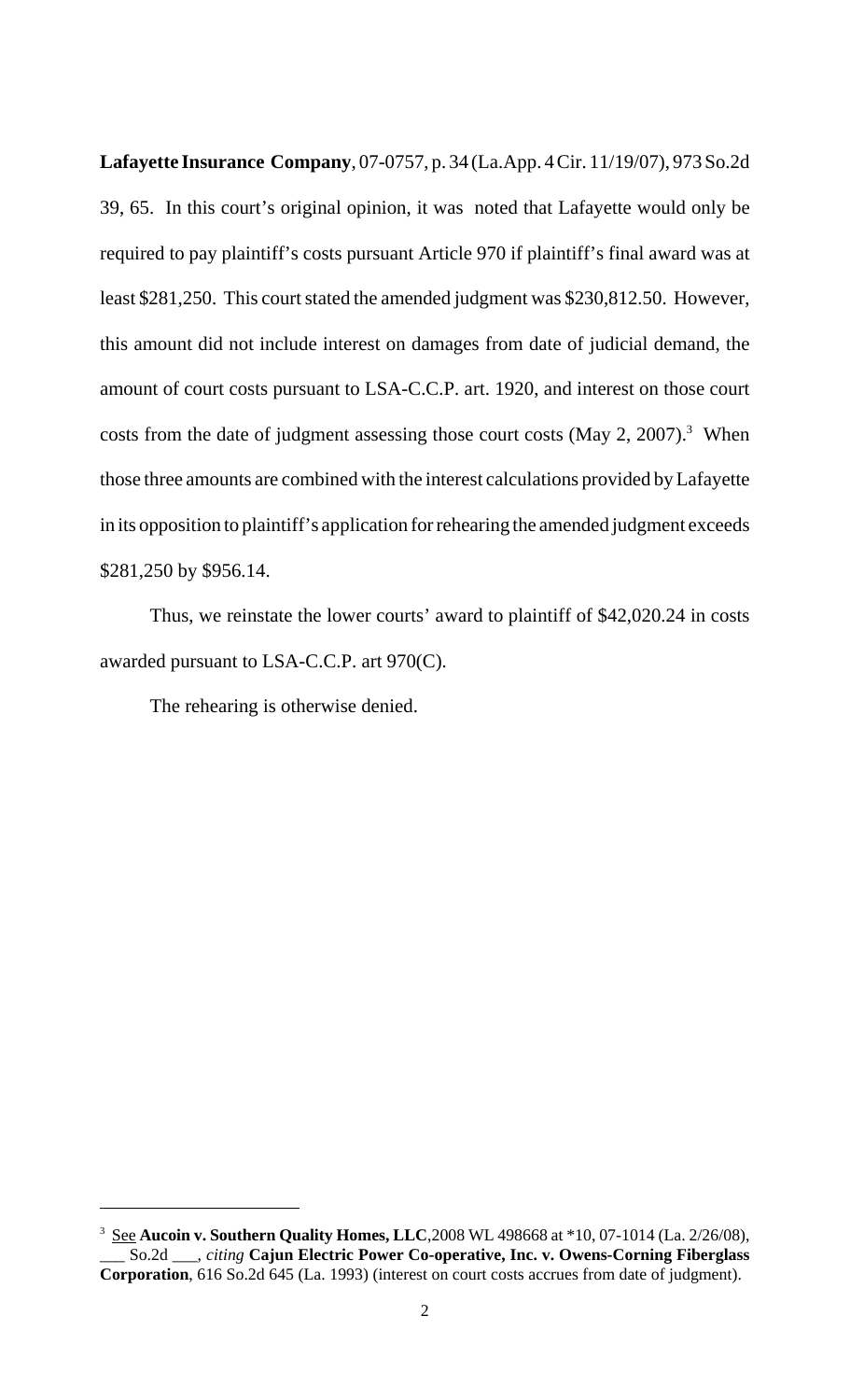**Lafayette Insurance Company**, 07-0757, p. 34 (La.App. 4 Cir. 11/19/07), 973 So.2d 39, 65. In this court's original opinion, it was noted that Lafayette would only be required to pay plaintiff's costs pursuant Article 970 if plaintiff's final award was at least $281,250. This court stated the amended judgment was $230,812.50. However, this amount did not include interest on damages from date of judicial demand, the amount of court costs pursuant to LSA-C.C.P. art. 1920, and interest on those court costs from the date of judgment assessing those court costs (May 2, 2007).[3] When those three amounts are combined with the interest calculations provided by Lafayette in its opposition to plaintiff's application for rehearing the amended judgment exceeds $281,250 by $956.14.

Thus, we reinstate the lower courts' award to plaintiff of $42,020.24 in costs awarded pursuant to LSA-C.C.P. art 970(C).

The rehearing is otherwise denied.

---

[3] See **Aucoin v. Southern Quality Homes, LLC**,2008 WL 498668 at *10, 07-1014 (La. 2/26/08), ___ So.2d ___, *citing* **Cajun Electric Power Co-operative, Inc. v. Owens-Corning Fiberglass Corporation**, 616 So.2d 645 (La. 1993) (interest on court costs accrues from date of judgment).